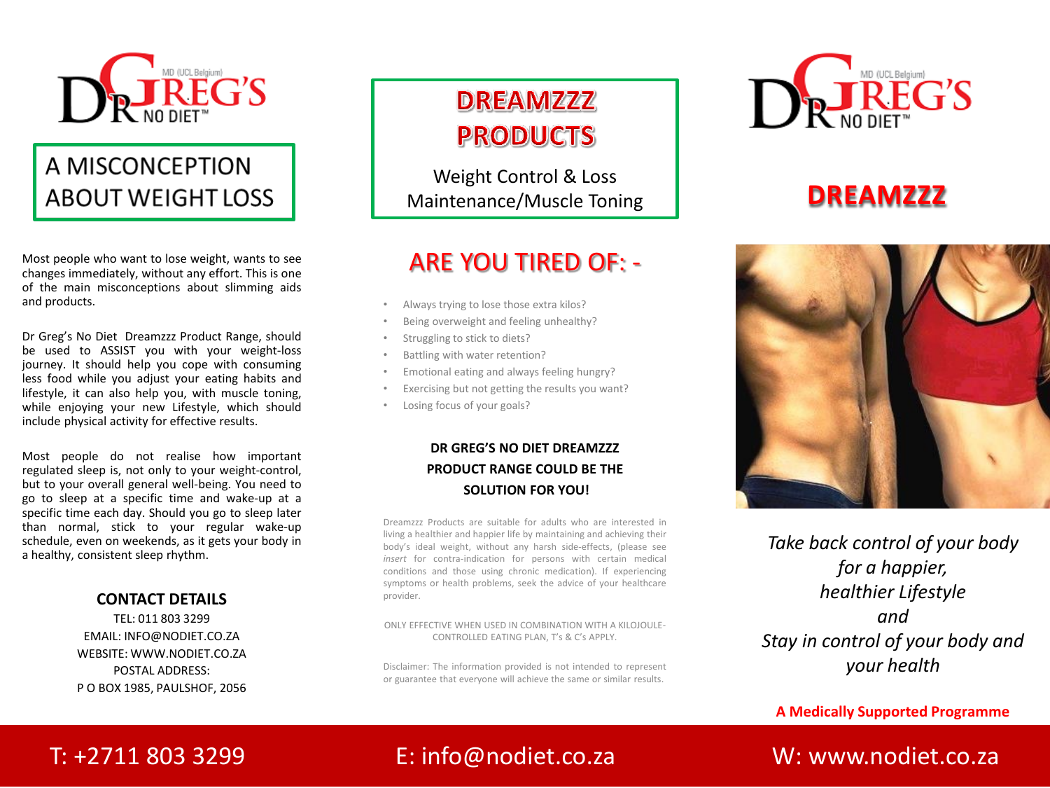DR GREG'S NO DIET™ MD (UCL Belgium)

## A MISCONCEPTION ABOUT WEIGHT LOSS

Most people who want to lose weight, wants to see changes immediately, without any effort. This is one of the main misconceptions about slimming aids and products.

Dr Greg's No Diet Dreamzzz Product Range, should be used to ASSIST you with your weight-loss journey. It should help you cope with consuming less food while you adjust your eating habits and lifestyle, it can also help you, with muscle toning, while enjoying your new Lifestyle, which should include physical activity for effective results.

Most people do not realise how important regulated sleep is, not only to your weight-control, but to your overall general well-being. You need to go to sleep at a specific time and wake-up at a specific time each day. Should you go to sleep later than normal, stick to your regular wake-up schedule, even on weekends, as it gets your body in a healthy, consistent sleep rhythm.

### CONTACT DETAILS

TEL: 011 803 3299
EMAIL: INFO@NODIET.CO.ZA
WEBSITE: WWW.NODIET.CO.ZA
POSTAL ADDRESS:
P O BOX 1985, PAULSHOF, 2056

## DREAMZZZ PRODUCTS

Weight Control & Loss Maintenance/Muscle Toning

## ARE YOU TIRED OF: -

- Always trying to lose those extra kilos?
- Being overweight and feeling unhealthy?
- Struggling to stick to diets?
- Battling with water retention?
- Emotional eating and always feeling hungry?
- Exercising but not getting the results you want?
- Losing focus of your goals?

**DR GREG'S NO DIET DREAMZZZ PRODUCT RANGE COULD BE THE SOLUTION FOR YOU!**

Dreamzzz Products are suitable for adults who are interested in living a healthier and happier life by maintaining and achieving their body's ideal weight, without any harsh side-effects, (please see *insert* for contra-indication for persons with certain medical conditions and those using chronic medication). If experiencing symptoms or health problems, seek the advice of your healthcare provider.

ONLY EFFECTIVE WHEN USED IN COMBINATION WITH A KILOJOULE-CONTROLLED EATING PLAN, T's & C's APPLY.

Disclaimer: The information provided is not intended to represent or guarantee that everyone will achieve the same or similar results.

DR GREG'S NO DIET™ MD (UCL Belgium)

## DREAMZZZ

*Take back control of your body for a happier, healthier Lifestyle and Stay in control of your body and your health*

**A Medically Supported Programme**

T: +2711 803 3299 E: info@nodiet.co.za W: www.nodiet.co.za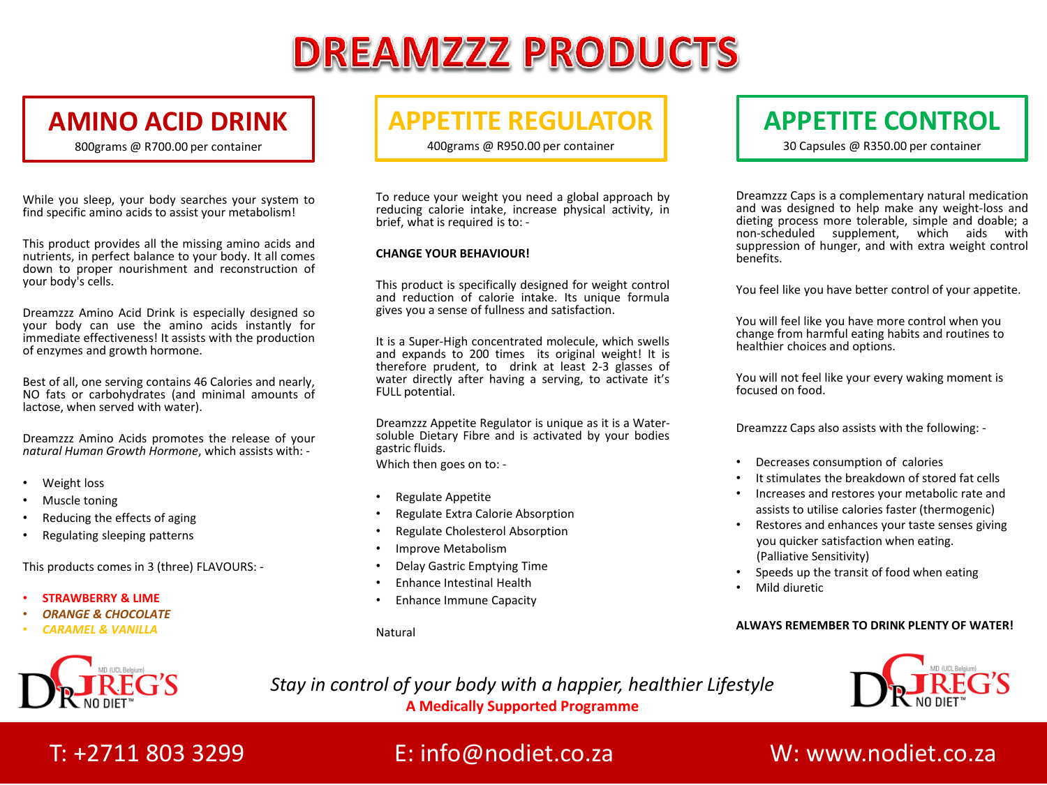# DREAMZZZ PRODUCTS

## AMINO ACID DRINK

800grams @ R700.00 per container

While you sleep, your body searches your system to find specific amino acids to assist your metabolism!

This product provides all the missing amino acids and nutrients, in perfect balance to your body. It all comes down to proper nourishment and reconstruction of your body's cells.

Dreamzzz Amino Acid Drink is especially designed so your body can use the amino acids instantly for immediate effectiveness! It assists with the production of enzymes and growth hormone.

Best of all, one serving contains 46 Calories and nearly, NO fats or carbohydrates (and minimal amounts of lactose, when served with water).

Dreamzzz Amino Acids promotes the release of your *natural Human Growth Hormone*, which assists with: -

- Weight loss
- Muscle toning
- Reducing the effects of aging
- Regulating sleeping patterns

This products comes in 3 (three) FLAVOURS: -

- **STRAWBERRY & LIME**
- ***ORANGE & CHOCOLATE***
- ***CARAMEL & VANILLA***

## APPETITE REGULATOR

400grams @ R950.00 per container

To reduce your weight you need a global approach by reducing calorie intake, increase physical activity, in brief, what is required is to: -

**CHANGE YOUR BEHAVIOUR!**

This product is specifically designed for weight control and reduction of calorie intake. Its unique formula gives you a sense of fullness and satisfaction.

It is a Super-High concentrated molecule, which swells and expands to 200 times its original weight! It is therefore prudent, to drink at least 2-3 glasses of water directly after having a serving, to activate it's FULL potential.

Dreamzzz Appetite Regulator is unique as it is a Water-soluble Dietary Fibre and is activated by your bodies gastric fluids.

Which then goes on to: -

- Regulate Appetite
- Regulate Extra Calorie Absorption
- Regulate Cholesterol Absorption
- Improve Metabolism
- Delay Gastric Emptying Time
- Enhance Intestinal Health
- Enhance Immune Capacity

Natural

## APPETITE CONTROL

30 Capsules @ R350.00 per container

Dreamzzz Caps is a complementary natural medication and was designed to help make any weight-loss and dieting process more tolerable, simple and doable; a non-scheduled supplement, which aids with suppression of hunger, and with extra weight control benefits.

You feel like you have better control of your appetite.

You will feel like you have more control when you change from harmful eating habits and routines to healthier choices and options.

You will not feel like your every waking moment is focused on food.

Dreamzzz Caps also assists with the following: -

- Decreases consumption of calories
- It stimulates the breakdown of stored fat cells
- Increases and restores your metabolic rate and assists to utilise calories faster (thermogenic)
- Restores and enhances your taste senses giving you quicker satisfaction when eating. (Palliative Sensitivity)
- Speeds up the transit of food when eating
- Mild diuretic

**ALWAYS REMEMBER TO DRINK PLENTY OF WATER!**

DR GREG'S MD (UCL Belgium) NO DIET™

*Stay in control of your body with a happier, healthier Lifestyle*

**A Medically Supported Programme**

DR GREG'S MD (UCL Belgium) NO DIET™

T: +2711 803 3299 E: info@nodiet.co.za W: www.nodiet.co.za